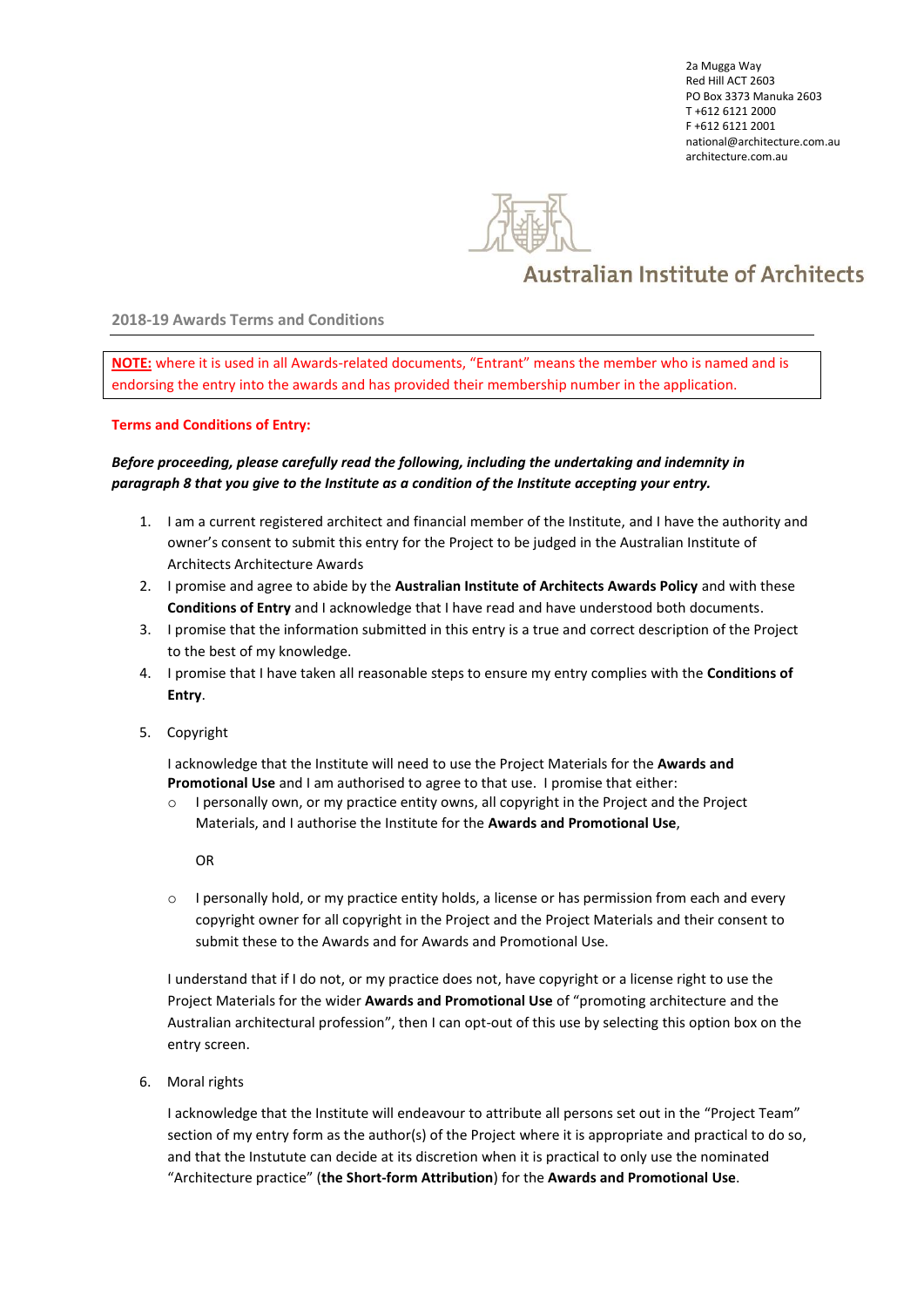2a Mugga Way
Red Hill ACT 2603
PO Box 3373 Manuka 2603
T +612 6121 2000
F +612 6121 2001
national@architecture.com.au
architecture.com.au

Australian Institute of Architects

## 2018-19 Awards Terms and Conditions

**NOTE:** where it is used in all Awards-related documents, "Entrant" means the member who is named and is endorsing the entry into the awards and has provided their membership number in the application.

### Terms and Conditions of Entry:

***Before proceeding, please carefully read the following, including the undertaking and indemnity in paragraph 8 that you give to the Institute as a condition of the Institute accepting your entry.***

1. I am a current registered architect and financial member of the Institute, and I have the authority and owner's consent to submit this entry for the Project to be judged in the Australian Institute of Architects Architecture Awards
2. I promise and agree to abide by the **Australian Institute of Architects Awards Policy** and with these **Conditions of Entry** and I acknowledge that I have read and have understood both documents.
3. I promise that the information submitted in this entry is a true and correct description of the Project to the best of my knowledge.
4. I promise that I have taken all reasonable steps to ensure my entry complies with the **Conditions of Entry**.
5. Copyright

   I acknowledge that the Institute will need to use the Project Materials for the **Awards and Promotional Use** and I am authorised to agree to that use. I promise that either:

   - I personally own, or my practice entity owns, all copyright in the Project and the Project Materials, and I authorise the Institute for the **Awards and Promotional Use**,

     OR

   - I personally hold, or my practice entity holds, a license or has permission from each and every copyright owner for all copyright in the Project and the Project Materials and their consent to submit these to the Awards and for Awards and Promotional Use.

   I understand that if I do not, or my practice does not, have copyright or a license right to use the Project Materials for the wider **Awards and Promotional Use** of "promoting architecture and the Australian architectural profession", then I can opt-out of this use by selecting this option box on the entry screen.

6. Moral rights

   I acknowledge that the Institute will endeavour to attribute all persons set out in the "Project Team" section of my entry form as the author(s) of the Project where it is appropriate and practical to do so, and that the Instutute can decide at its discretion when it is practical to only use the nominated "Architecture practice" (**the Short-form Attribution**) for the **Awards and Promotional Use**.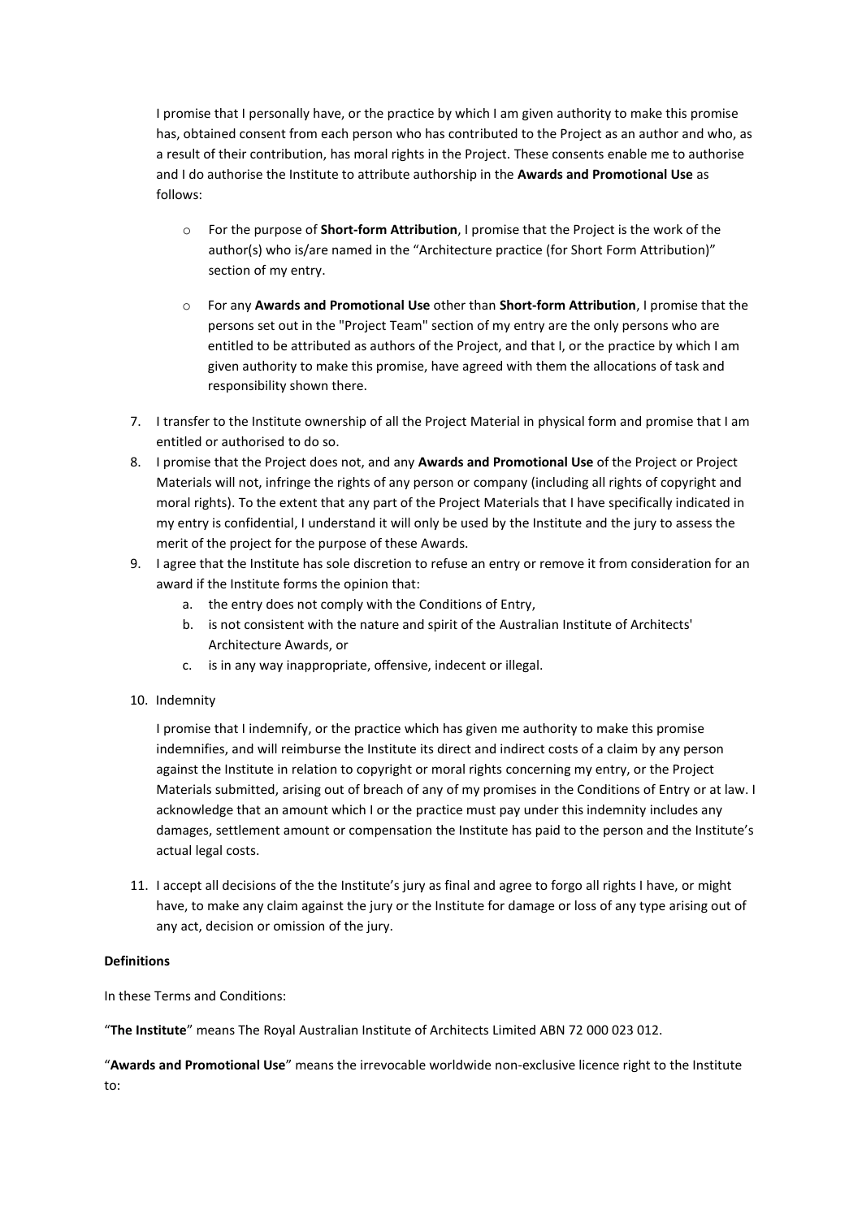I promise that I personally have, or the practice by which I am given authority to make this promise has, obtained consent from each person who has contributed to the Project as an author and who, as a result of their contribution, has moral rights in the Project. These consents enable me to authorise and I do authorise the Institute to attribute authorship in the **Awards and Promotional Use** as follows:

- For the purpose of **Short-form Attribution**, I promise that the Project is the work of the author(s) who is/are named in the "Architecture practice (for Short Form Attribution)" section of my entry.
- For any **Awards and Promotional Use** other than **Short-form Attribution**, I promise that the persons set out in the "Project Team" section of my entry are the only persons who are entitled to be attributed as authors of the Project, and that I, or the practice by which I am given authority to make this promise, have agreed with them the allocations of task and responsibility shown there.

7. I transfer to the Institute ownership of all the Project Material in physical form and promise that I am entitled or authorised to do so.
8. I promise that the Project does not, and any **Awards and Promotional Use** of the Project or Project Materials will not, infringe the rights of any person or company (including all rights of copyright and moral rights). To the extent that any part of the Project Materials that I have specifically indicated in my entry is confidential, I understand it will only be used by the Institute and the jury to assess the merit of the project for the purpose of these Awards.
9. I agree that the Institute has sole discretion to refuse an entry or remove it from consideration for an award if the Institute forms the opinion that:
   a. the entry does not comply with the Conditions of Entry,
   b. is not consistent with the nature and spirit of the Australian Institute of Architects' Architecture Awards, or
   c. is in any way inappropriate, offensive, indecent or illegal.
10. Indemnity

    I promise that I indemnify, or the practice which has given me authority to make this promise indemnifies, and will reimburse the Institute its direct and indirect costs of a claim by any person against the Institute in relation to copyright or moral rights concerning my entry, or the Project Materials submitted, arising out of breach of any of my promises in the Conditions of Entry or at law. I acknowledge that an amount which I or the practice must pay under this indemnity includes any damages, settlement amount or compensation the Institute has paid to the person and the Institute's actual legal costs.

11. I accept all decisions of the the Institute's jury as final and agree to forgo all rights I have, or might have, to make any claim against the jury or the Institute for damage or loss of any type arising out of any act, decision or omission of the jury.

**Definitions**

In these Terms and Conditions:

"**The Institute**" means The Royal Australian Institute of Architects Limited ABN 72 000 023 012.

"**Awards and Promotional Use**" means the irrevocable worldwide non-exclusive licence right to the Institute to: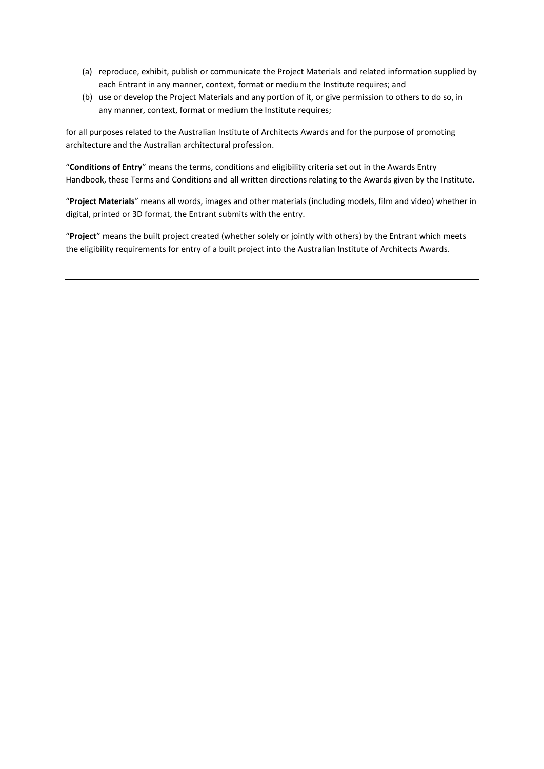(a) reproduce, exhibit, publish or communicate the Project Materials and related information supplied by each Entrant in any manner, context, format or medium the Institute requires; and

(b) use or develop the Project Materials and any portion of it, or give permission to others to do so, in any manner, context, format or medium the Institute requires;

for all purposes related to the Australian Institute of Architects Awards and for the purpose of promoting architecture and the Australian architectural profession.

"**Conditions of Entry**" means the terms, conditions and eligibility criteria set out in the Awards Entry Handbook, these Terms and Conditions and all written directions relating to the Awards given by the Institute.

"**Project Materials**" means all words, images and other materials (including models, film and video) whether in digital, printed or 3D format, the Entrant submits with the entry.

"**Project**" means the built project created (whether solely or jointly with others) by the Entrant which meets the eligibility requirements for entry of a built project into the Australian Institute of Architects Awards.